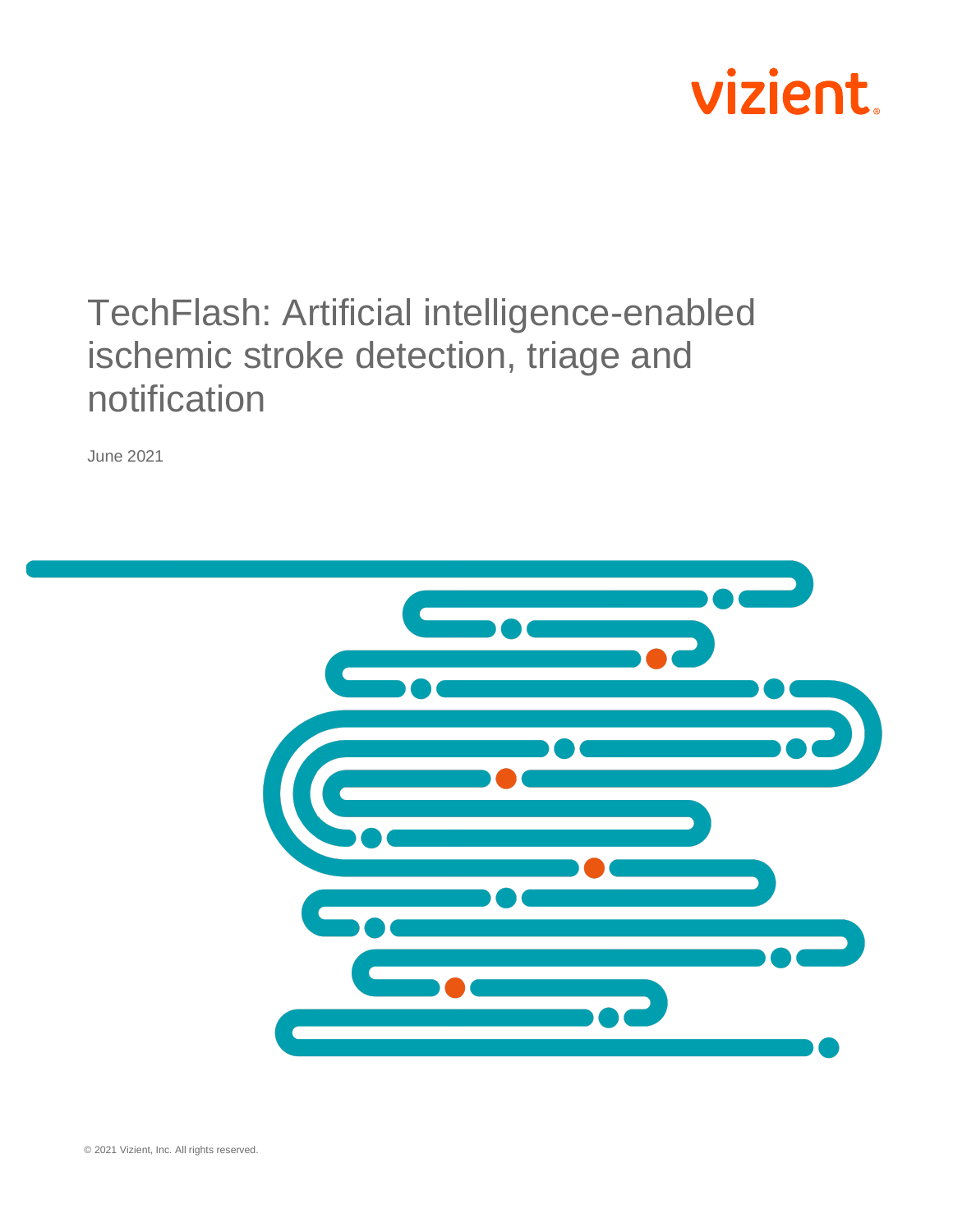vizient

# TechFlash: Artificial intelligence-enabled ischemic stroke detection, triage and notification

June 2021

© 2021 Vizient, Inc. All rights reserved.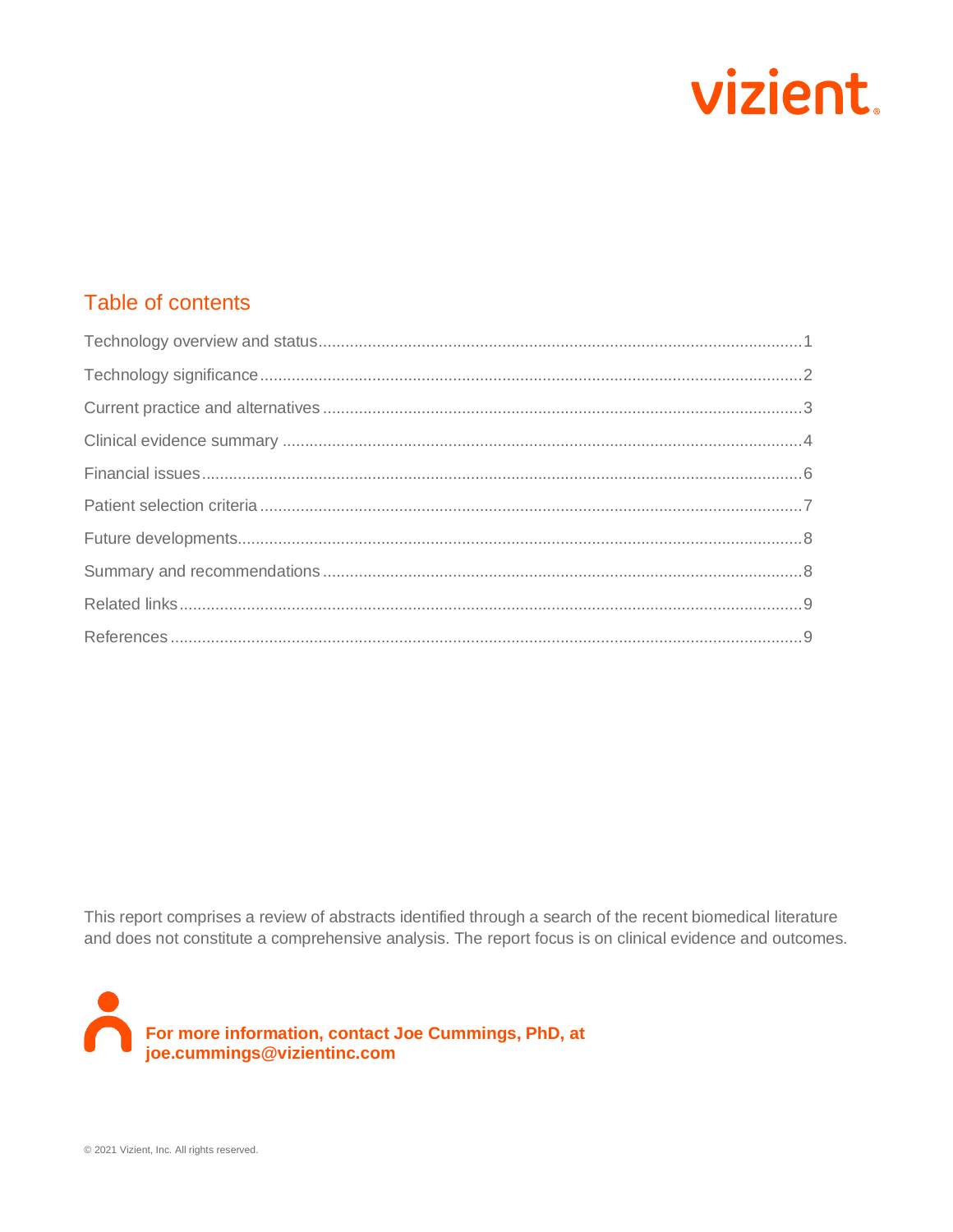vizient

## Table of contents

Technology overview and status .......... 1

Technology significance .......... 2

Current practice and alternatives .......... 3

Clinical evidence summary .......... 4

Financial issues .......... 6

Patient selection criteria .......... 7

Future developments .......... 8

Summary and recommendations .......... 8

Related links .......... 9

References .......... 9

This report comprises a review of abstracts identified through a search of the recent biomedical literature and does not constitute a comprehensive analysis. The report focus is on clinical evidence and outcomes.

**For more information, contact Joe Cummings, PhD, at joe.cummings@vizientinc.com**

© 2021 Vizient, Inc. All rights reserved.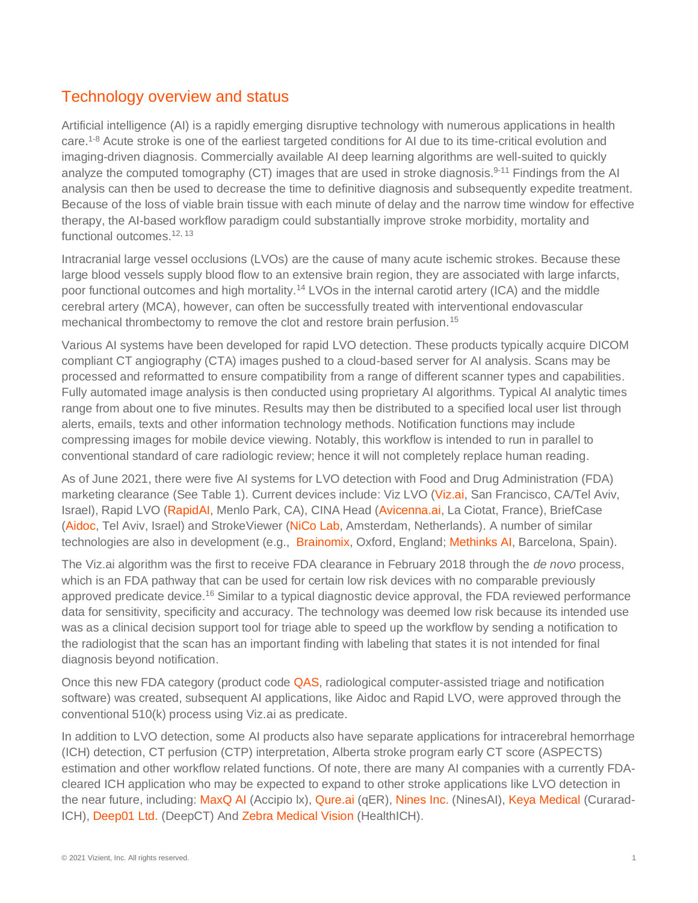## Technology overview and status

Artificial intelligence (AI) is a rapidly emerging disruptive technology with numerous applications in health care.[1-8] Acute stroke is one of the earliest targeted conditions for AI due to its time-critical evolution and imaging-driven diagnosis. Commercially available AI deep learning algorithms are well-suited to quickly analyze the computed tomography (CT) images that are used in stroke diagnosis.[9-11] Findings from the AI analysis can then be used to decrease the time to definitive diagnosis and subsequently expedite treatment. Because of the loss of viable brain tissue with each minute of delay and the narrow time window for effective therapy, the AI-based workflow paradigm could substantially improve stroke morbidity, mortality and functional outcomes.[12, 13]

Intracranial large vessel occlusions (LVOs) are the cause of many acute ischemic strokes. Because these large blood vessels supply blood flow to an extensive brain region, they are associated with large infarcts, poor functional outcomes and high mortality.[14] LVOs in the internal carotid artery (ICA) and the middle cerebral artery (MCA), however, can often be successfully treated with interventional endovascular mechanical thrombectomy to remove the clot and restore brain perfusion.[15]

Various AI systems have been developed for rapid LVO detection. These products typically acquire DICOM compliant CT angiography (CTA) images pushed to a cloud-based server for AI analysis. Scans may be processed and reformatted to ensure compatibility from a range of different scanner types and capabilities. Fully automated image analysis is then conducted using proprietary AI algorithms. Typical AI analytic times range from about one to five minutes. Results may then be distributed to a specified local user list through alerts, emails, texts and other information technology methods. Notification functions may include compressing images for mobile device viewing. Notably, this workflow is intended to run in parallel to conventional standard of care radiologic review; hence it will not completely replace human reading.

As of June 2021, there were five AI systems for LVO detection with Food and Drug Administration (FDA) marketing clearance (See Table 1). Current devices include: Viz LVO (Viz.ai, San Francisco, CA/Tel Aviv, Israel), Rapid LVO (RapidAI, Menlo Park, CA), CINA Head (Avicenna.ai, La Ciotat, France), BriefCase (Aidoc, Tel Aviv, Israel) and StrokeViewer (NiCo Lab, Amsterdam, Netherlands). A number of similar technologies are also in development (e.g., Brainomix, Oxford, England; Methinks AI, Barcelona, Spain).

The Viz.ai algorithm was the first to receive FDA clearance in February 2018 through the *de novo* process, which is an FDA pathway that can be used for certain low risk devices with no comparable previously approved predicate device.[16] Similar to a typical diagnostic device approval, the FDA reviewed performance data for sensitivity, specificity and accuracy. The technology was deemed low risk because its intended use was as a clinical decision support tool for triage able to speed up the workflow by sending a notification to the radiologist that the scan has an important finding with labeling that states it is not intended for final diagnosis beyond notification.

Once this new FDA category (product code QAS, radiological computer-assisted triage and notification software) was created, subsequent AI applications, like Aidoc and Rapid LVO, were approved through the conventional 510(k) process using Viz.ai as predicate.

In addition to LVO detection, some AI products also have separate applications for intracerebral hemorrhage (ICH) detection, CT perfusion (CTP) interpretation, Alberta stroke program early CT score (ASPECTS) estimation and other workflow related functions. Of note, there are many AI companies with a currently FDA-cleared ICH application who may be expected to expand to other stroke applications like LVO detection in the near future, including: MaxQ AI (Accipio Ix), Qure.ai (qER), Nines Inc. (NinesAI), Keya Medical (Curarad-ICH), Deep01 Ltd. (DeepCT) And Zebra Medical Vision (HealthICH).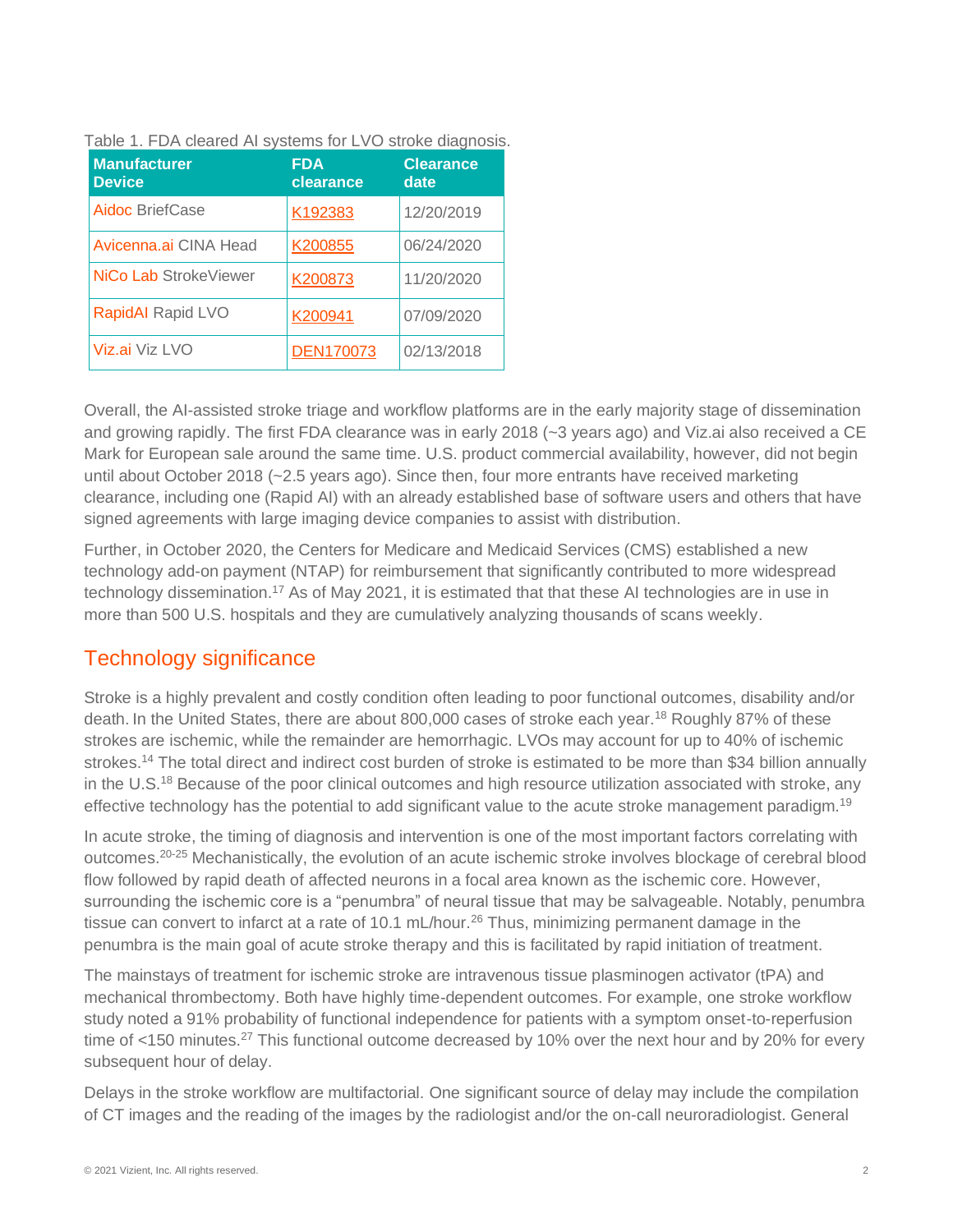Table 1. FDA cleared AI systems for LVO stroke diagnosis.

| Manufacturer Device | FDA clearance | Clearance date |
| --- | --- | --- |
| Aidoc BriefCase | K192383 | 12/20/2019 |
| Avicenna.ai CINA Head | K200855 | 06/24/2020 |
| NiCo Lab StrokeViewer | K200873 | 11/20/2020 |
| RapidAI Rapid LVO | K200941 | 07/09/2020 |
| Viz.ai Viz LVO | DEN170073 | 02/13/2018 |

Overall, the AI-assisted stroke triage and workflow platforms are in the early majority stage of dissemination and growing rapidly. The first FDA clearance was in early 2018 (~3 years ago) and Viz.ai also received a CE Mark for European sale around the same time. U.S. product commercial availability, however, did not begin until about October 2018 (~2.5 years ago). Since then, four more entrants have received marketing clearance, including one (Rapid AI) with an already established base of software users and others that have signed agreements with large imaging device companies to assist with distribution.

Further, in October 2020, the Centers for Medicare and Medicaid Services (CMS) established a new technology add-on payment (NTAP) for reimbursement that significantly contributed to more widespread technology dissemination.[17] As of May 2021, it is estimated that that these AI technologies are in use in more than 500 U.S. hospitals and they are cumulatively analyzing thousands of scans weekly.

## Technology significance

Stroke is a highly prevalent and costly condition often leading to poor functional outcomes, disability and/or death. In the United States, there are about 800,000 cases of stroke each year.[18] Roughly 87% of these strokes are ischemic, while the remainder are hemorrhagic. LVOs may account for up to 40% of ischemic strokes.[14] The total direct and indirect cost burden of stroke is estimated to be more than $34 billion annually in the U.S.[18] Because of the poor clinical outcomes and high resource utilization associated with stroke, any effective technology has the potential to add significant value to the acute stroke management paradigm.[19]

In acute stroke, the timing of diagnosis and intervention is one of the most important factors correlating with outcomes.[20-25] Mechanistically, the evolution of an acute ischemic stroke involves blockage of cerebral blood flow followed by rapid death of affected neurons in a focal area known as the ischemic core. However, surrounding the ischemic core is a "penumbra" of neural tissue that may be salvageable. Notably, penumbra tissue can convert to infarct at a rate of 10.1 mL/hour.[26] Thus, minimizing permanent damage in the penumbra is the main goal of acute stroke therapy and this is facilitated by rapid initiation of treatment.

The mainstays of treatment for ischemic stroke are intravenous tissue plasminogen activator (tPA) and mechanical thrombectomy. Both have highly time-dependent outcomes. For example, one stroke workflow study noted a 91% probability of functional independence for patients with a symptom onset-to-reperfusion time of <150 minutes.[27] This functional outcome decreased by 10% over the next hour and by 20% for every subsequent hour of delay.

Delays in the stroke workflow are multifactorial. One significant source of delay may include the compilation of CT images and the reading of the images by the radiologist and/or the on-call neuroradiologist. General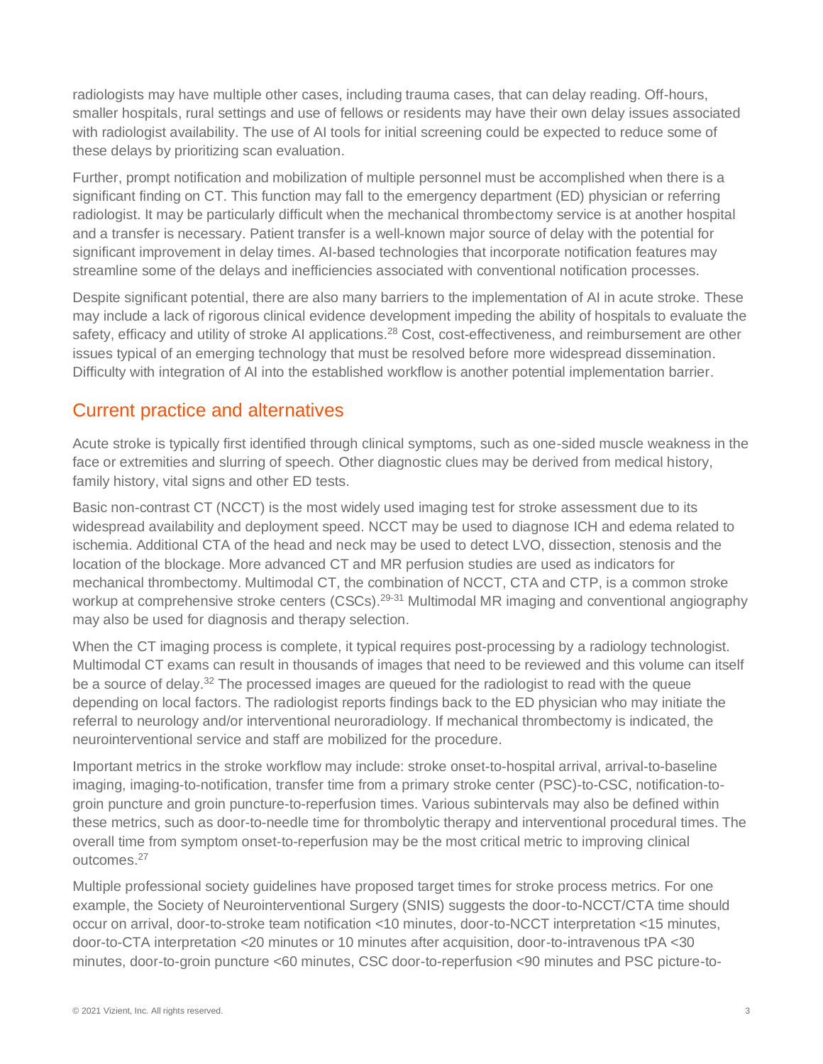radiologists may have multiple other cases, including trauma cases, that can delay reading. Off-hours, smaller hospitals, rural settings and use of fellows or residents may have their own delay issues associated with radiologist availability. The use of AI tools for initial screening could be expected to reduce some of these delays by prioritizing scan evaluation.

Further, prompt notification and mobilization of multiple personnel must be accomplished when there is a significant finding on CT. This function may fall to the emergency department (ED) physician or referring radiologist. It may be particularly difficult when the mechanical thrombectomy service is at another hospital and a transfer is necessary. Patient transfer is a well-known major source of delay with the potential for significant improvement in delay times. AI-based technologies that incorporate notification features may streamline some of the delays and inefficiencies associated with conventional notification processes.

Despite significant potential, there are also many barriers to the implementation of AI in acute stroke. These may include a lack of rigorous clinical evidence development impeding the ability of hospitals to evaluate the safety, efficacy and utility of stroke AI applications.[28] Cost, cost-effectiveness, and reimbursement are other issues typical of an emerging technology that must be resolved before more widespread dissemination. Difficulty with integration of AI into the established workflow is another potential implementation barrier.

## Current practice and alternatives

Acute stroke is typically first identified through clinical symptoms, such as one-sided muscle weakness in the face or extremities and slurring of speech. Other diagnostic clues may be derived from medical history, family history, vital signs and other ED tests.

Basic non-contrast CT (NCCT) is the most widely used imaging test for stroke assessment due to its widespread availability and deployment speed. NCCT may be used to diagnose ICH and edema related to ischemia. Additional CTA of the head and neck may be used to detect LVO, dissection, stenosis and the location of the blockage. More advanced CT and MR perfusion studies are used as indicators for mechanical thrombectomy. Multimodal CT, the combination of NCCT, CTA and CTP, is a common stroke workup at comprehensive stroke centers (CSCs).[29-31] Multimodal MR imaging and conventional angiography may also be used for diagnosis and therapy selection.

When the CT imaging process is complete, it typical requires post-processing by a radiology technologist. Multimodal CT exams can result in thousands of images that need to be reviewed and this volume can itself be a source of delay.[32] The processed images are queued for the radiologist to read with the queue depending on local factors. The radiologist reports findings back to the ED physician who may initiate the referral to neurology and/or interventional neuroradiology. If mechanical thrombectomy is indicated, the neurointerventional service and staff are mobilized for the procedure.

Important metrics in the stroke workflow may include: stroke onset-to-hospital arrival, arrival-to-baseline imaging, imaging-to-notification, transfer time from a primary stroke center (PSC)-to-CSC, notification-to-groin puncture and groin puncture-to-reperfusion times. Various subintervals may also be defined within these metrics, such as door-to-needle time for thrombolytic therapy and interventional procedural times. The overall time from symptom onset-to-reperfusion may be the most critical metric to improving clinical outcomes.[27]

Multiple professional society guidelines have proposed target times for stroke process metrics. For one example, the Society of Neurointerventional Surgery (SNIS) suggests the door-to-NCCT/CTA time should occur on arrival, door-to-stroke team notification <10 minutes, door-to-NCCT interpretation <15 minutes, door-to-CTA interpretation <20 minutes or 10 minutes after acquisition, door-to-intravenous tPA <30 minutes, door-to-groin puncture <60 minutes, CSC door-to-reperfusion <90 minutes and PSC picture-to-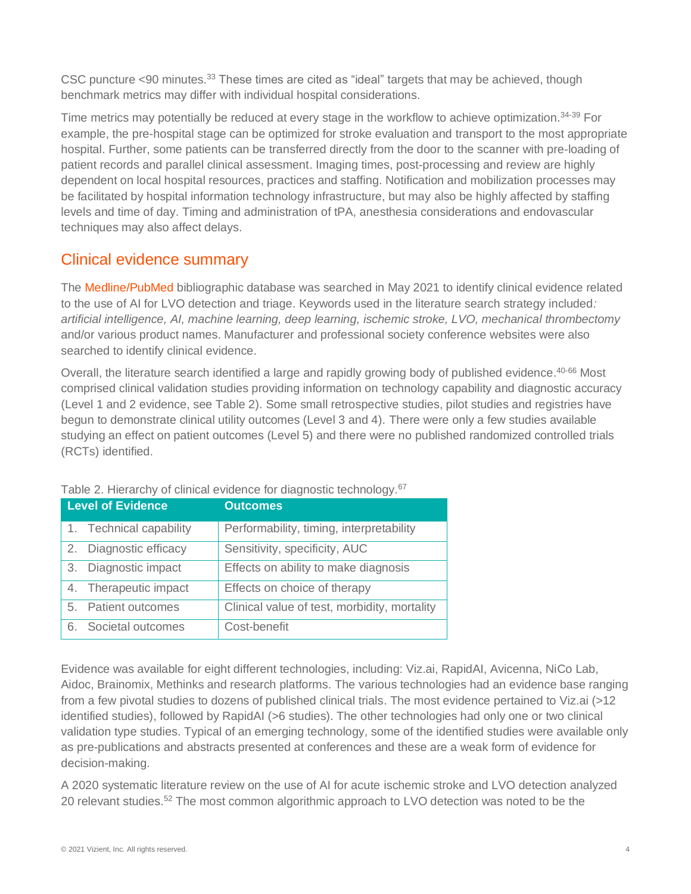CSC puncture <90 minutes.[33] These times are cited as “ideal” targets that may be achieved, though benchmark metrics may differ with individual hospital considerations.

Time metrics may potentially be reduced at every stage in the workflow to achieve optimization.[34-39] For example, the pre-hospital stage can be optimized for stroke evaluation and transport to the most appropriate hospital. Further, some patients can be transferred directly from the door to the scanner with pre-loading of patient records and parallel clinical assessment. Imaging times, post-processing and review are highly dependent on local hospital resources, practices and staffing. Notification and mobilization processes may be facilitated by hospital information technology infrastructure, but may also be highly affected by staffing levels and time of day. Timing and administration of tPA, anesthesia considerations and endovascular techniques may also affect delays.

## Clinical evidence summary

The Medline/PubMed bibliographic database was searched in May 2021 to identify clinical evidence related to the use of AI for LVO detection and triage. Keywords used in the literature search strategy included*: artificial intelligence, AI, machine learning, deep learning, ischemic stroke, LVO, mechanical thrombectomy* and/or various product names. Manufacturer and professional society conference websites were also searched to identify clinical evidence.

Overall, the literature search identified a large and rapidly growing body of published evidence.[40-66] Most comprised clinical validation studies providing information on technology capability and diagnostic accuracy (Level 1 and 2 evidence, see Table 2). Some small retrospective studies, pilot studies and registries have begun to demonstrate clinical utility outcomes (Level 3 and 4). There were only a few studies available studying an effect on patient outcomes (Level 5) and there were no published randomized controlled trials (RCTs) identified.

Table 2. Hierarchy of clinical evidence for diagnostic technology.[67]

| Level of Evidence | Outcomes |
|---|---|
| 1. Technical capability | Performability, timing, interpretability |
| 2. Diagnostic efficacy | Sensitivity, specificity, AUC |
| 3. Diagnostic impact | Effects on ability to make diagnosis |
| 4. Therapeutic impact | Effects on choice of therapy |
| 5. Patient outcomes | Clinical value of test, morbidity, mortality |
| 6. Societal outcomes | Cost-benefit |

Evidence was available for eight different technologies, including: Viz.ai, RapidAI, Avicenna, NiCo Lab, Aidoc, Brainomix, Methinks and research platforms. The various technologies had an evidence base ranging from a few pivotal studies to dozens of published clinical trials. The most evidence pertained to Viz.ai (>12 identified studies), followed by RapidAI (>6 studies). The other technologies had only one or two clinical validation type studies. Typical of an emerging technology, some of the identified studies were available only as pre-publications and abstracts presented at conferences and these are a weak form of evidence for decision-making.

A 2020 systematic literature review on the use of AI for acute ischemic stroke and LVO detection analyzed 20 relevant studies.[52] The most common algorithmic approach to LVO detection was noted to be the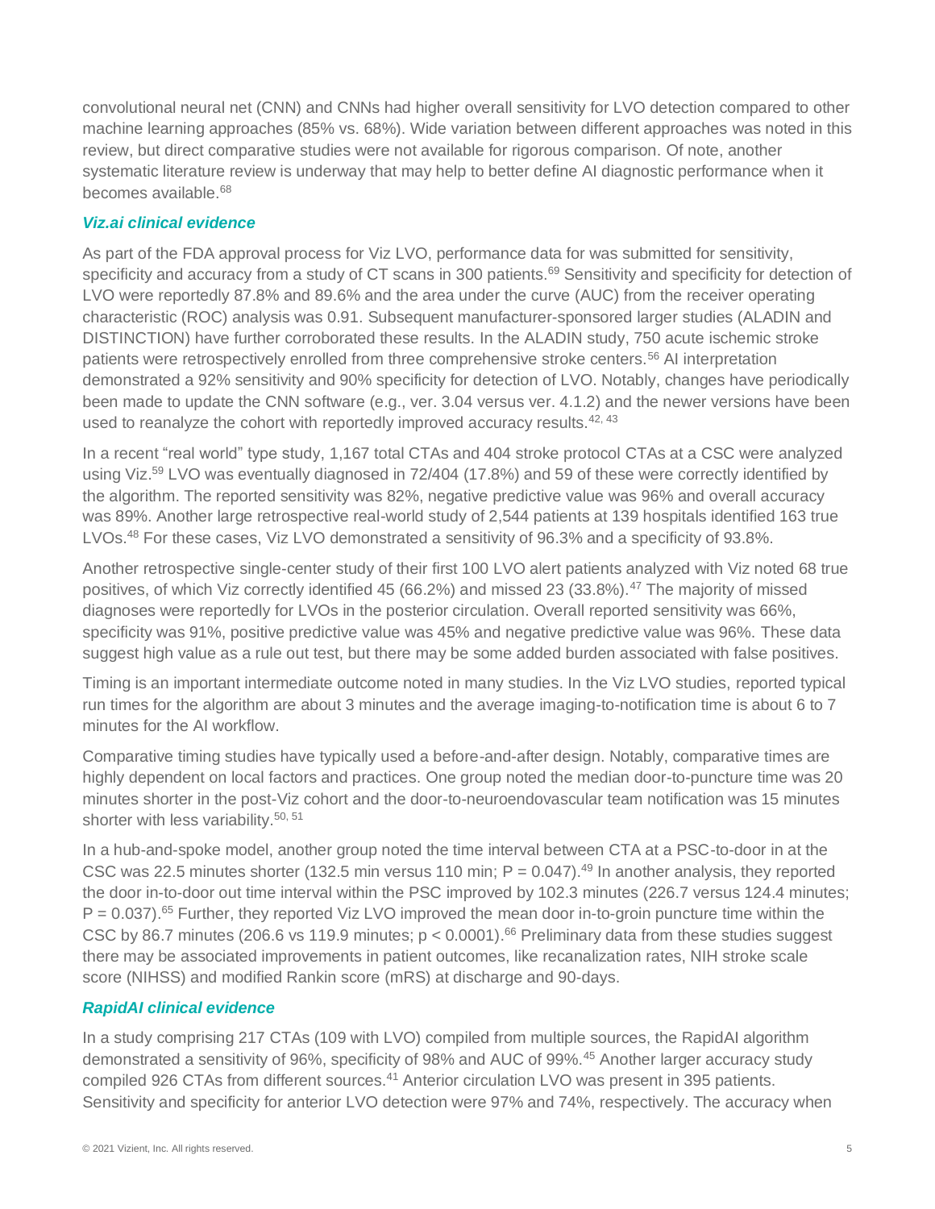convolutional neural net (CNN) and CNNs had higher overall sensitivity for LVO detection compared to other machine learning approaches (85% vs. 68%). Wide variation between different approaches was noted in this review, but direct comparative studies were not available for rigorous comparison. Of note, another systematic literature review is underway that may help to better define AI diagnostic performance when it becomes available.[68]

### *Viz.ai clinical evidence*

As part of the FDA approval process for Viz LVO, performance data for was submitted for sensitivity, specificity and accuracy from a study of CT scans in 300 patients.[69] Sensitivity and specificity for detection of LVO were reportedly 87.8% and 89.6% and the area under the curve (AUC) from the receiver operating characteristic (ROC) analysis was 0.91. Subsequent manufacturer-sponsored larger studies (ALADIN and DISTINCTION) have further corroborated these results. In the ALADIN study, 750 acute ischemic stroke patients were retrospectively enrolled from three comprehensive stroke centers.[56] AI interpretation demonstrated a 92% sensitivity and 90% specificity for detection of LVO. Notably, changes have periodically been made to update the CNN software (e.g., ver. 3.04 versus ver. 4.1.2) and the newer versions have been used to reanalyze the cohort with reportedly improved accuracy results.[42, 43]

In a recent "real world" type study, 1,167 total CTAs and 404 stroke protocol CTAs at a CSC were analyzed using Viz.[59] LVO was eventually diagnosed in 72/404 (17.8%) and 59 of these were correctly identified by the algorithm. The reported sensitivity was 82%, negative predictive value was 96% and overall accuracy was 89%. Another large retrospective real-world study of 2,544 patients at 139 hospitals identified 163 true LVOs.[48] For these cases, Viz LVO demonstrated a sensitivity of 96.3% and a specificity of 93.8%.

Another retrospective single-center study of their first 100 LVO alert patients analyzed with Viz noted 68 true positives, of which Viz correctly identified 45 (66.2%) and missed 23 (33.8%).[47] The majority of missed diagnoses were reportedly for LVOs in the posterior circulation. Overall reported sensitivity was 66%, specificity was 91%, positive predictive value was 45% and negative predictive value was 96%. These data suggest high value as a rule out test, but there may be some added burden associated with false positives.

Timing is an important intermediate outcome noted in many studies. In the Viz LVO studies, reported typical run times for the algorithm are about 3 minutes and the average imaging-to-notification time is about 6 to 7 minutes for the AI workflow.

Comparative timing studies have typically used a before-and-after design. Notably, comparative times are highly dependent on local factors and practices. One group noted the median door-to-puncture time was 20 minutes shorter in the post-Viz cohort and the door-to-neuroendovascular team notification was 15 minutes shorter with less variability.[50, 51]

In a hub-and-spoke model, another group noted the time interval between CTA at a PSC-to-door in at the CSC was 22.5 minutes shorter (132.5 min versus 110 min; $P = 0.047$).[49] In another analysis, they reported the door in-to-door out time interval within the PSC improved by 102.3 minutes (226.7 versus 124.4 minutes; $P = 0.037$).[65] Further, they reported Viz LVO improved the mean door in-to-groin puncture time within the CSC by 86.7 minutes (206.6 vs 119.9 minutes; $p < 0.0001$).[66] Preliminary data from these studies suggest there may be associated improvements in patient outcomes, like recanalization rates, NIH stroke scale score (NIHSS) and modified Rankin score (mRS) at discharge and 90-days.

### *RapidAI clinical evidence*

In a study comprising 217 CTAs (109 with LVO) compiled from multiple sources, the RapidAI algorithm demonstrated a sensitivity of 96%, specificity of 98% and AUC of 99%.[45] Another larger accuracy study compiled 926 CTAs from different sources.[41] Anterior circulation LVO was present in 395 patients. Sensitivity and specificity for anterior LVO detection were 97% and 74%, respectively. The accuracy when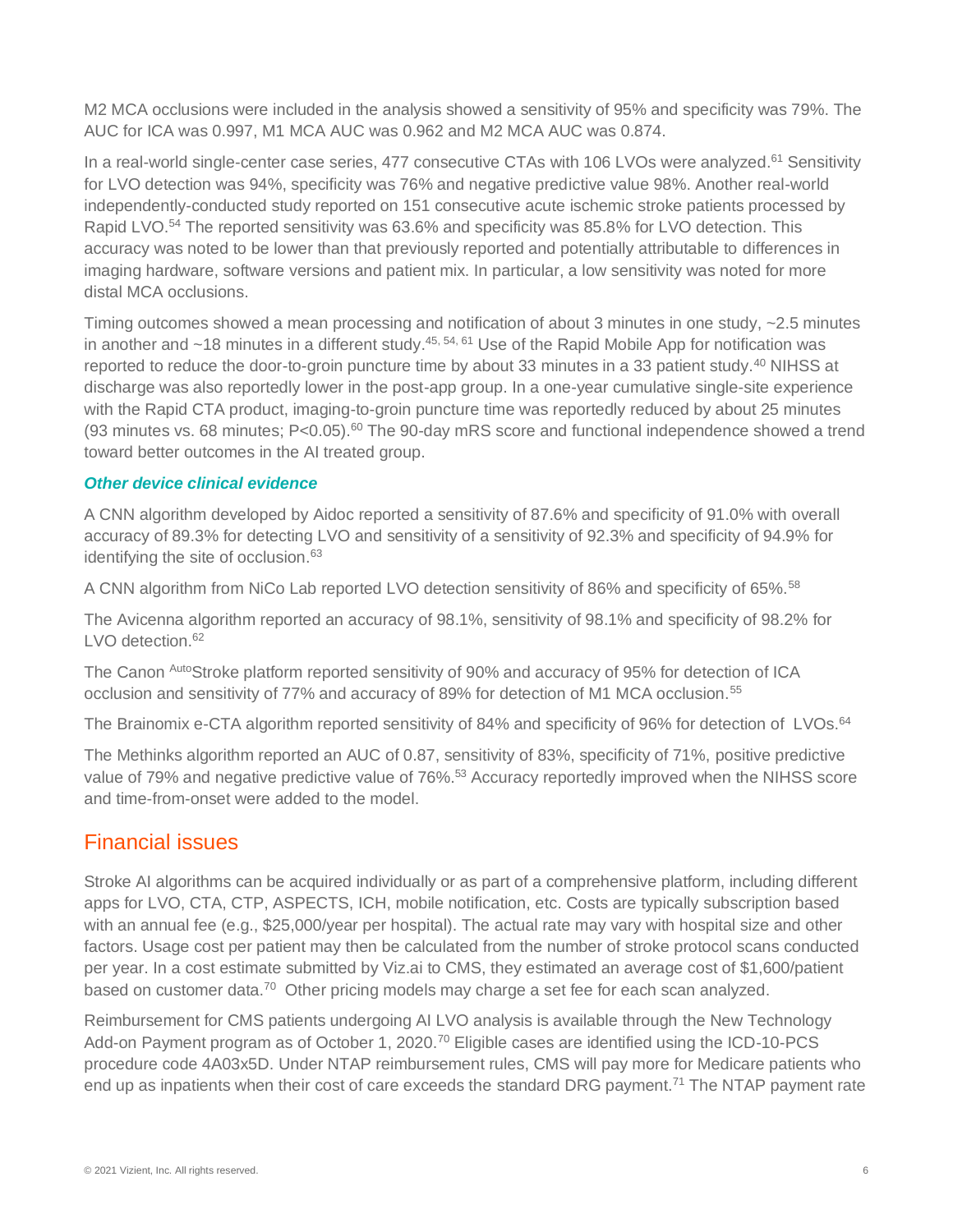M2 MCA occlusions were included in the analysis showed a sensitivity of 95% and specificity was 79%. The AUC for ICA was 0.997, M1 MCA AUC was 0.962 and M2 MCA AUC was 0.874.

In a real-world single-center case series, 477 consecutive CTAs with 106 LVOs were analyzed.[61] Sensitivity for LVO detection was 94%, specificity was 76% and negative predictive value 98%. Another real-world independently-conducted study reported on 151 consecutive acute ischemic stroke patients processed by Rapid LVO.[54] The reported sensitivity was 63.6% and specificity was 85.8% for LVO detection. This accuracy was noted to be lower than that previously reported and potentially attributable to differences in imaging hardware, software versions and patient mix. In particular, a low sensitivity was noted for more distal MCA occlusions.

Timing outcomes showed a mean processing and notification of about 3 minutes in one study, ~2.5 minutes in another and ~18 minutes in a different study.[45, 54, 61] Use of the Rapid Mobile App for notification was reported to reduce the door-to-groin puncture time by about 33 minutes in a 33 patient study.[40] NIHSS at discharge was also reportedly lower in the post-app group. In a one-year cumulative single-site experience with the Rapid CTA product, imaging-to-groin puncture time was reportedly reduced by about 25 minutes (93 minutes vs. 68 minutes; $P<0.05$).[60] The 90-day mRS score and functional independence showed a trend toward better outcomes in the AI treated group.

### *Other device clinical evidence*

A CNN algorithm developed by Aidoc reported a sensitivity of 87.6% and specificity of 91.0% with overall accuracy of 89.3% for detecting LVO and sensitivity of a sensitivity of 92.3% and specificity of 94.9% for identifying the site of occlusion.[63]

A CNN algorithm from NiCo Lab reported LVO detection sensitivity of 86% and specificity of 65%.[58]

The Avicenna algorithm reported an accuracy of 98.1%, sensitivity of 98.1% and specificity of 98.2% for LVO detection.[62]

The Canon AutoStroke platform reported sensitivity of 90% and accuracy of 95% for detection of ICA occlusion and sensitivity of 77% and accuracy of 89% for detection of M1 MCA occlusion.[55]

The Brainomix e-CTA algorithm reported sensitivity of 84% and specificity of 96% for detection of LVOs.[64]

The Methinks algorithm reported an AUC of 0.87, sensitivity of 83%, specificity of 71%, positive predictive value of 79% and negative predictive value of 76%.[53] Accuracy reportedly improved when the NIHSS score and time-from-onset were added to the model.

## Financial issues

Stroke AI algorithms can be acquired individually or as part of a comprehensive platform, including different apps for LVO, CTA, CTP, ASPECTS, ICH, mobile notification, etc. Costs are typically subscription based with an annual fee (e.g., $25,000/year per hospital). The actual rate may vary with hospital size and other factors. Usage cost per patient may then be calculated from the number of stroke protocol scans conducted per year. In a cost estimate submitted by Viz.ai to CMS, they estimated an average cost of $1,600/patient based on customer data.[70] Other pricing models may charge a set fee for each scan analyzed.

Reimbursement for CMS patients undergoing AI LVO analysis is available through the New Technology Add-on Payment program as of October 1, 2020.[70] Eligible cases are identified using the ICD-10-PCS procedure code 4A03x5D. Under NTAP reimbursement rules, CMS will pay more for Medicare patients who end up as inpatients when their cost of care exceeds the standard DRG payment.[71] The NTAP payment rate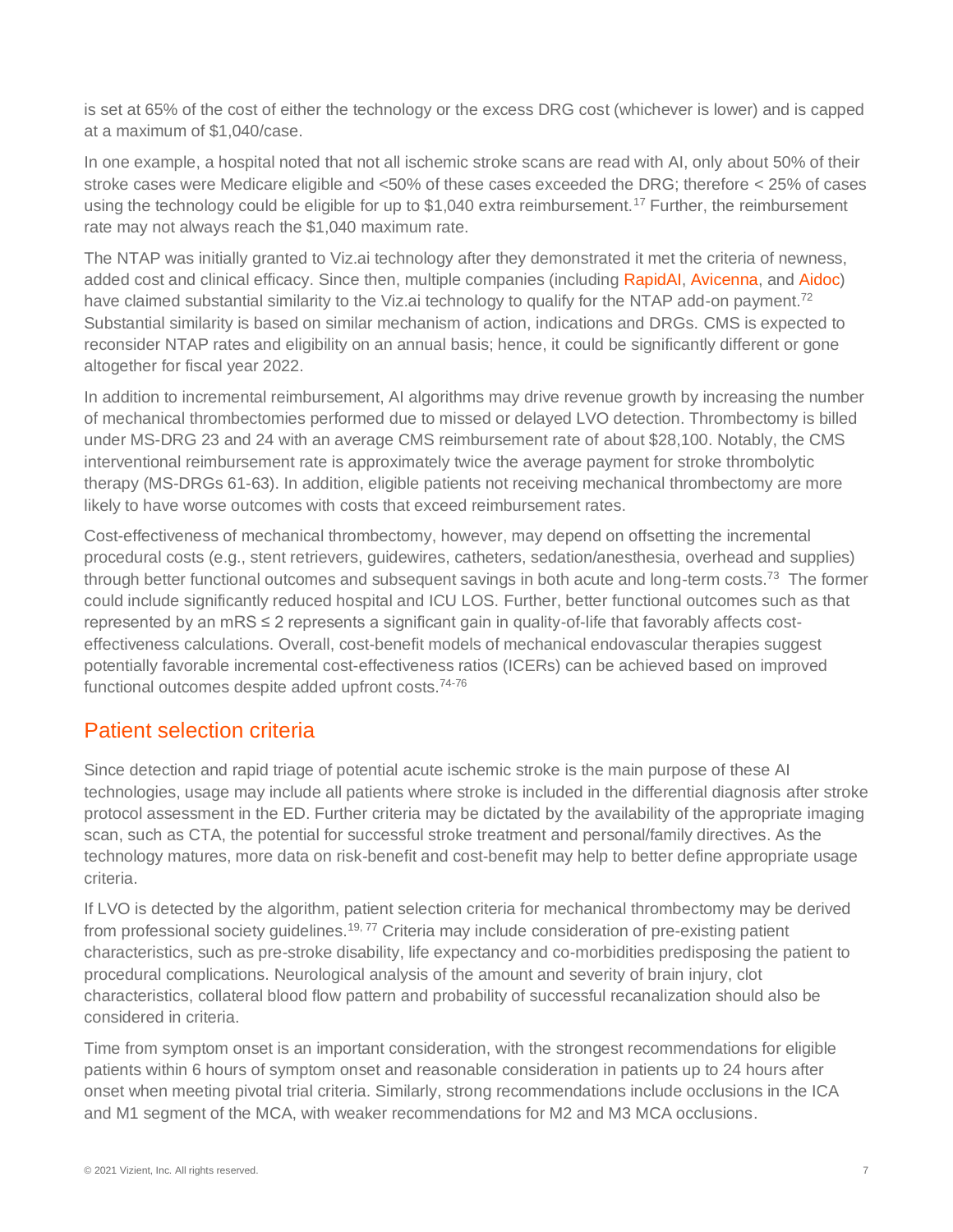is set at 65% of the cost of either the technology or the excess DRG cost (whichever is lower) and is capped at a maximum of $1,040/case.

In one example, a hospital noted that not all ischemic stroke scans are read with AI, only about 50% of their stroke cases were Medicare eligible and <50% of these cases exceeded the DRG; therefore < 25% of cases using the technology could be eligible for up to $1,040 extra reimbursement.[17] Further, the reimbursement rate may not always reach the $1,040 maximum rate.

The NTAP was initially granted to Viz.ai technology after they demonstrated it met the criteria of newness, added cost and clinical efficacy. Since then, multiple companies (including RapidAI, Avicenna, and Aidoc) have claimed substantial similarity to the Viz.ai technology to qualify for the NTAP add-on payment.[72] Substantial similarity is based on similar mechanism of action, indications and DRGs. CMS is expected to reconsider NTAP rates and eligibility on an annual basis; hence, it could be significantly different or gone altogether for fiscal year 2022.

In addition to incremental reimbursement, AI algorithms may drive revenue growth by increasing the number of mechanical thrombectomies performed due to missed or delayed LVO detection. Thrombectomy is billed under MS-DRG 23 and 24 with an average CMS reimbursement rate of about $28,100. Notably, the CMS interventional reimbursement rate is approximately twice the average payment for stroke thrombolytic therapy (MS-DRGs 61-63). In addition, eligible patients not receiving mechanical thrombectomy are more likely to have worse outcomes with costs that exceed reimbursement rates.

Cost-effectiveness of mechanical thrombectomy, however, may depend on offsetting the incremental procedural costs (e.g., stent retrievers, guidewires, catheters, sedation/anesthesia, overhead and supplies) through better functional outcomes and subsequent savings in both acute and long-term costs.[73] The former could include significantly reduced hospital and ICU LOS. Further, better functional outcomes such as that represented by an mRS ≤ 2 represents a significant gain in quality-of-life that favorably affects cost-effectiveness calculations. Overall, cost-benefit models of mechanical endovascular therapies suggest potentially favorable incremental cost-effectiveness ratios (ICERs) can be achieved based on improved functional outcomes despite added upfront costs.[74-76]

## Patient selection criteria

Since detection and rapid triage of potential acute ischemic stroke is the main purpose of these AI technologies, usage may include all patients where stroke is included in the differential diagnosis after stroke protocol assessment in the ED. Further criteria may be dictated by the availability of the appropriate imaging scan, such as CTA, the potential for successful stroke treatment and personal/family directives. As the technology matures, more data on risk-benefit and cost-benefit may help to better define appropriate usage criteria.

If LVO is detected by the algorithm, patient selection criteria for mechanical thrombectomy may be derived from professional society guidelines.[19, 77] Criteria may include consideration of pre-existing patient characteristics, such as pre-stroke disability, life expectancy and co-morbidities predisposing the patient to procedural complications. Neurological analysis of the amount and severity of brain injury, clot characteristics, collateral blood flow pattern and probability of successful recanalization should also be considered in criteria.

Time from symptom onset is an important consideration, with the strongest recommendations for eligible patients within 6 hours of symptom onset and reasonable consideration in patients up to 24 hours after onset when meeting pivotal trial criteria. Similarly, strong recommendations include occlusions in the ICA and M1 segment of the MCA, with weaker recommendations for M2 and M3 MCA occlusions.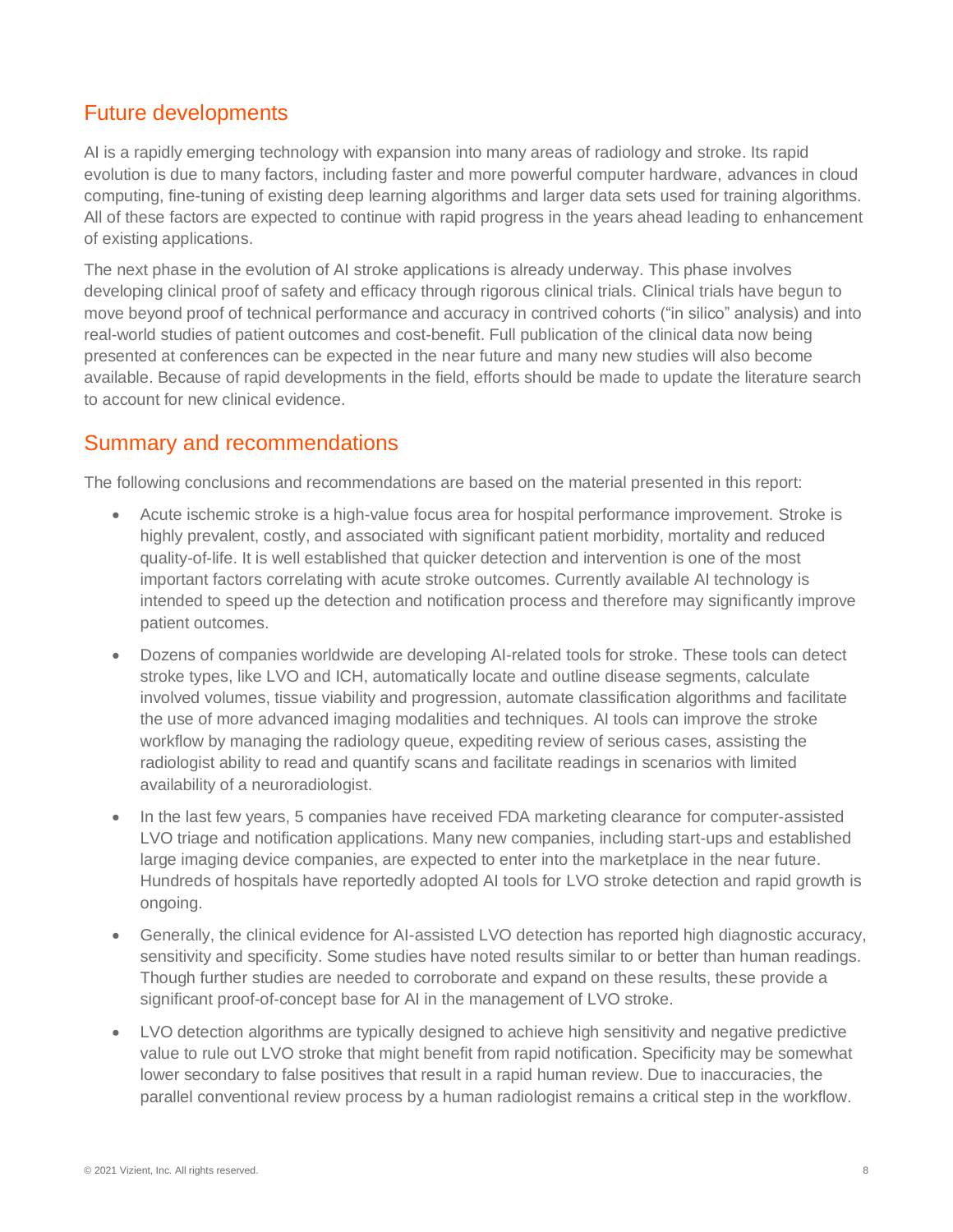## Future developments

AI is a rapidly emerging technology with expansion into many areas of radiology and stroke. Its rapid evolution is due to many factors, including faster and more powerful computer hardware, advances in cloud computing, fine-tuning of existing deep learning algorithms and larger data sets used for training algorithms. All of these factors are expected to continue with rapid progress in the years ahead leading to enhancement of existing applications.

The next phase in the evolution of AI stroke applications is already underway. This phase involves developing clinical proof of safety and efficacy through rigorous clinical trials. Clinical trials have begun to move beyond proof of technical performance and accuracy in contrived cohorts ("in silico" analysis) and into real-world studies of patient outcomes and cost-benefit. Full publication of the clinical data now being presented at conferences can be expected in the near future and many new studies will also become available. Because of rapid developments in the field, efforts should be made to update the literature search to account for new clinical evidence.

## Summary and recommendations

The following conclusions and recommendations are based on the material presented in this report:

- Acute ischemic stroke is a high-value focus area for hospital performance improvement. Stroke is highly prevalent, costly, and associated with significant patient morbidity, mortality and reduced quality-of-life. It is well established that quicker detection and intervention is one of the most important factors correlating with acute stroke outcomes. Currently available AI technology is intended to speed up the detection and notification process and therefore may significantly improve patient outcomes.
- Dozens of companies worldwide are developing AI-related tools for stroke. These tools can detect stroke types, like LVO and ICH, automatically locate and outline disease segments, calculate involved volumes, tissue viability and progression, automate classification algorithms and facilitate the use of more advanced imaging modalities and techniques. AI tools can improve the stroke workflow by managing the radiology queue, expediting review of serious cases, assisting the radiologist ability to read and quantify scans and facilitate readings in scenarios with limited availability of a neuroradiologist.
- In the last few years, 5 companies have received FDA marketing clearance for computer-assisted LVO triage and notification applications. Many new companies, including start-ups and established large imaging device companies, are expected to enter into the marketplace in the near future. Hundreds of hospitals have reportedly adopted AI tools for LVO stroke detection and rapid growth is ongoing.
- Generally, the clinical evidence for AI-assisted LVO detection has reported high diagnostic accuracy, sensitivity and specificity. Some studies have noted results similar to or better than human readings. Though further studies are needed to corroborate and expand on these results, these provide a significant proof-of-concept base for AI in the management of LVO stroke.
- LVO detection algorithms are typically designed to achieve high sensitivity and negative predictive value to rule out LVO stroke that might benefit from rapid notification. Specificity may be somewhat lower secondary to false positives that result in a rapid human review. Due to inaccuracies, the parallel conventional review process by a human radiologist remains a critical step in the workflow.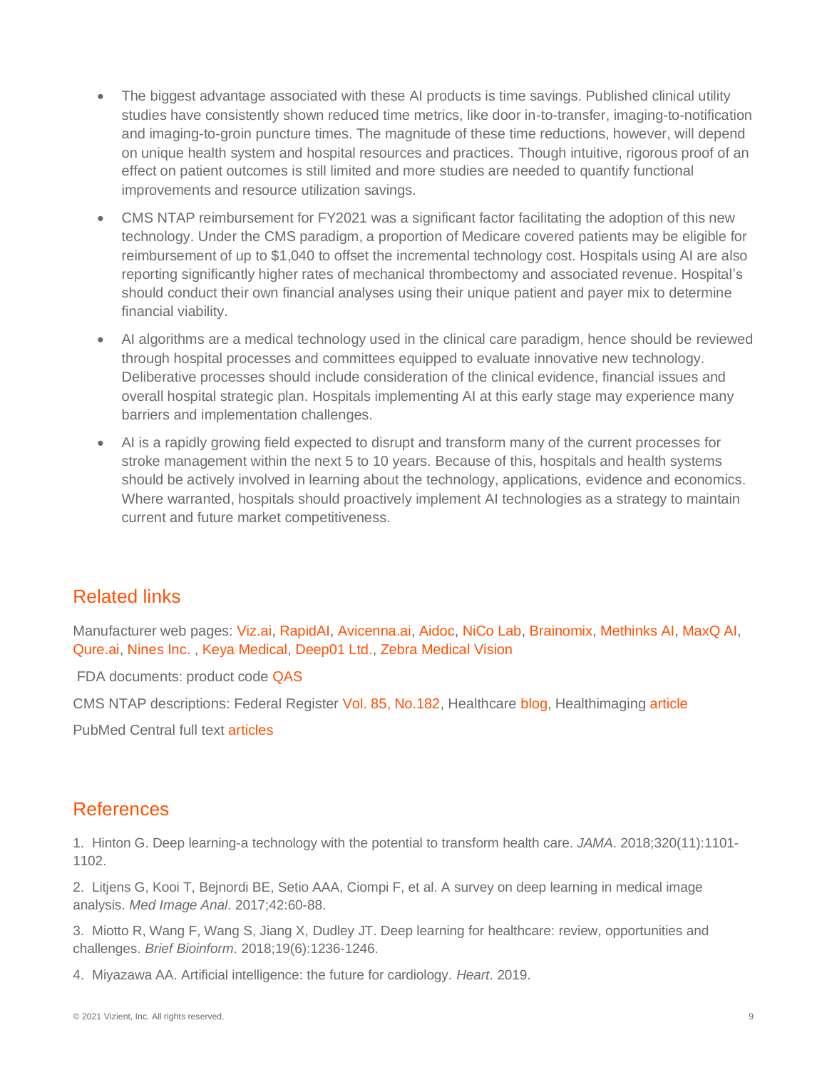- The biggest advantage associated with these AI products is time savings. Published clinical utility studies have consistently shown reduced time metrics, like door in-to-transfer, imaging-to-notification and imaging-to-groin puncture times. The magnitude of these time reductions, however, will depend on unique health system and hospital resources and practices. Though intuitive, rigorous proof of an effect on patient outcomes is still limited and more studies are needed to quantify functional improvements and resource utilization savings.
- CMS NTAP reimbursement for FY2021 was a significant factor facilitating the adoption of this new technology. Under the CMS paradigm, a proportion of Medicare covered patients may be eligible for reimbursement of up to $1,040 to offset the incremental technology cost. Hospitals using AI are also reporting significantly higher rates of mechanical thrombectomy and associated revenue. Hospital's should conduct their own financial analyses using their unique patient and payer mix to determine financial viability.
- AI algorithms are a medical technology used in the clinical care paradigm, hence should be reviewed through hospital processes and committees equipped to evaluate innovative new technology. Deliberative processes should include consideration of the clinical evidence, financial issues and overall hospital strategic plan. Hospitals implementing AI at this early stage may experience many barriers and implementation challenges.
- AI is a rapidly growing field expected to disrupt and transform many of the current processes for stroke management within the next 5 to 10 years. Because of this, hospitals and health systems should be actively involved in learning about the technology, applications, evidence and economics. Where warranted, hospitals should proactively implement AI technologies as a strategy to maintain current and future market competitiveness.

## Related links

Manufacturer web pages: Viz.ai, RapidAI, Avicenna.ai, Aidoc, NiCo Lab, Brainomix, Methinks AI, MaxQ AI, Qure.ai, Nines Inc. , Keya Medical, Deep01 Ltd., Zebra Medical Vision

FDA documents: product code QAS

CMS NTAP descriptions: Federal Register Vol. 85, No.182, Healthcare blog, Healthimaging article

PubMed Central full text articles

## References

1. Hinton G. Deep learning-a technology with the potential to transform health care. *JAMA*. 2018;320(11):1101-1102.

2. Litjens G, Kooi T, Bejnordi BE, Setio AAA, Ciompi F, et al. A survey on deep learning in medical image analysis. *Med Image Anal*. 2017;42:60-88.

3. Miotto R, Wang F, Wang S, Jiang X, Dudley JT. Deep learning for healthcare: review, opportunities and challenges. *Brief Bioinform*. 2018;19(6):1236-1246.

4. Miyazawa AA. Artificial intelligence: the future for cardiology. *Heart*. 2019.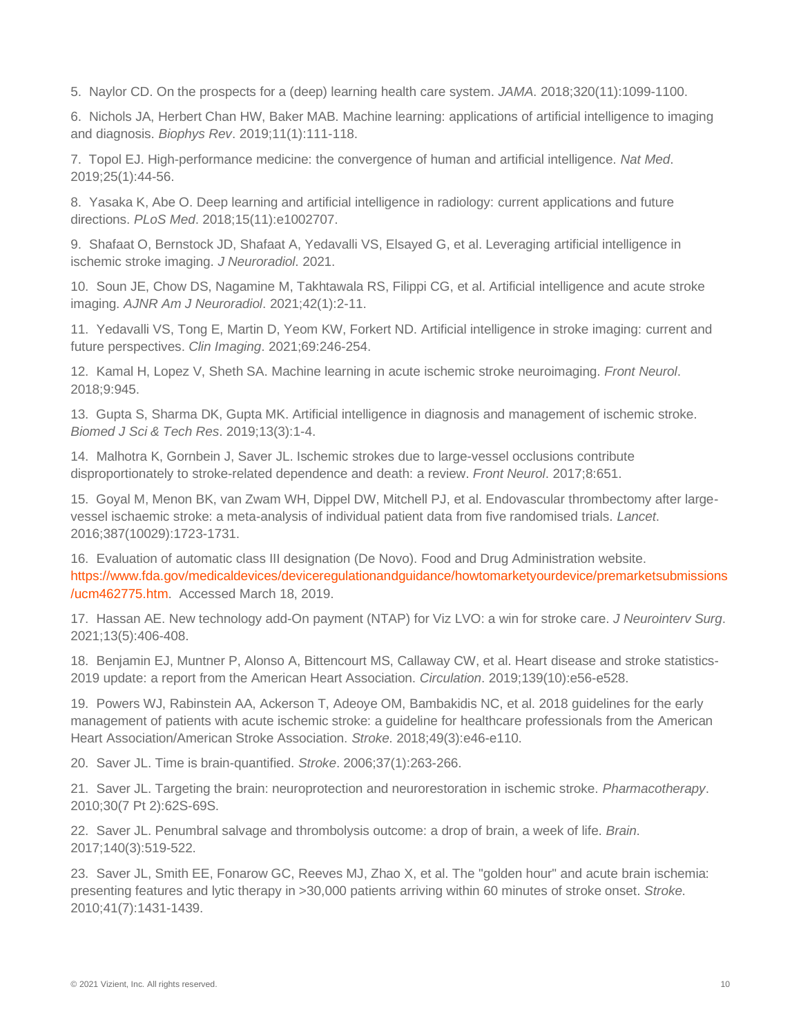5. Naylor CD. On the prospects for a (deep) learning health care system. *JAMA*. 2018;320(11):1099-1100.

6. Nichols JA, Herbert Chan HW, Baker MAB. Machine learning: applications of artificial intelligence to imaging and diagnosis. *Biophys Rev*. 2019;11(1):111-118.

7. Topol EJ. High-performance medicine: the convergence of human and artificial intelligence. *Nat Med*. 2019;25(1):44-56.

8. Yasaka K, Abe O. Deep learning and artificial intelligence in radiology: current applications and future directions. *PLoS Med*. 2018;15(11):e1002707.

9. Shafaat O, Bernstock JD, Shafaat A, Yedavalli VS, Elsayed G, et al. Leveraging artificial intelligence in ischemic stroke imaging. *J Neuroradiol*. 2021.

10. Soun JE, Chow DS, Nagamine M, Takhtawala RS, Filippi CG, et al. Artificial intelligence and acute stroke imaging. *AJNR Am J Neuroradiol*. 2021;42(1):2-11.

11. Yedavalli VS, Tong E, Martin D, Yeom KW, Forkert ND. Artificial intelligence in stroke imaging: current and future perspectives. *Clin Imaging*. 2021;69:246-254.

12. Kamal H, Lopez V, Sheth SA. Machine learning in acute ischemic stroke neuroimaging. *Front Neurol*. 2018;9:945.

13. Gupta S, Sharma DK, Gupta MK. Artificial intelligence in diagnosis and management of ischemic stroke. *Biomed J Sci & Tech Res*. 2019;13(3):1-4.

14. Malhotra K, Gornbein J, Saver JL. Ischemic strokes due to large-vessel occlusions contribute disproportionately to stroke-related dependence and death: a review. *Front Neurol*. 2017;8:651.

15. Goyal M, Menon BK, van Zwam WH, Dippel DW, Mitchell PJ, et al. Endovascular thrombectomy after large-vessel ischaemic stroke: a meta-analysis of individual patient data from five randomised trials. *Lancet*. 2016;387(10029):1723-1731.

16. Evaluation of automatic class III designation (De Novo). Food and Drug Administration website. https://www.fda.gov/medicaldevices/deviceregulationandguidance/howtomarketyourdevice/premarketsubmissions/ucm462775.htm. Accessed March 18, 2019.

17. Hassan AE. New technology add-On payment (NTAP) for Viz LVO: a win for stroke care. *J Neurointerv Surg*. 2021;13(5):406-408.

18. Benjamin EJ, Muntner P, Alonso A, Bittencourt MS, Callaway CW, et al. Heart disease and stroke statistics-2019 update: a report from the American Heart Association. *Circulation*. 2019;139(10):e56-e528.

19. Powers WJ, Rabinstein AA, Ackerson T, Adeoye OM, Bambakidis NC, et al. 2018 guidelines for the early management of patients with acute ischemic stroke: a guideline for healthcare professionals from the American Heart Association/American Stroke Association. *Stroke*. 2018;49(3):e46-e110.

20. Saver JL. Time is brain-quantified. *Stroke*. 2006;37(1):263-266.

21. Saver JL. Targeting the brain: neuroprotection and neurorestoration in ischemic stroke. *Pharmacotherapy*. 2010;30(7 Pt 2):62S-69S.

22. Saver JL. Penumbral salvage and thrombolysis outcome: a drop of brain, a week of life. *Brain*. 2017;140(3):519-522.

23. Saver JL, Smith EE, Fonarow GC, Reeves MJ, Zhao X, et al. The "golden hour" and acute brain ischemia: presenting features and lytic therapy in >30,000 patients arriving within 60 minutes of stroke onset. *Stroke*. 2010;41(7):1431-1439.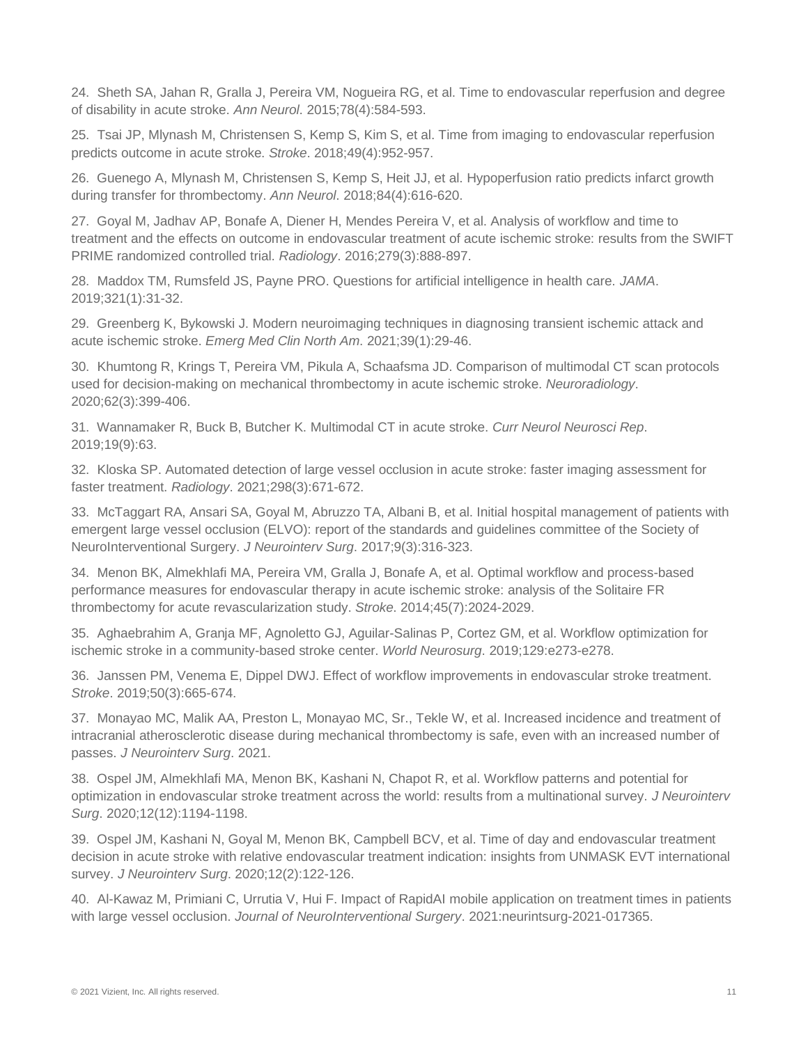24. Sheth SA, Jahan R, Gralla J, Pereira VM, Nogueira RG, et al. Time to endovascular reperfusion and degree of disability in acute stroke. *Ann Neurol*. 2015;78(4):584-593.

25. Tsai JP, Mlynash M, Christensen S, Kemp S, Kim S, et al. Time from imaging to endovascular reperfusion predicts outcome in acute stroke. *Stroke*. 2018;49(4):952-957.

26. Guenego A, Mlynash M, Christensen S, Kemp S, Heit JJ, et al. Hypoperfusion ratio predicts infarct growth during transfer for thrombectomy. *Ann Neurol*. 2018;84(4):616-620.

27. Goyal M, Jadhav AP, Bonafe A, Diener H, Mendes Pereira V, et al. Analysis of workflow and time to treatment and the effects on outcome in endovascular treatment of acute ischemic stroke: results from the SWIFT PRIME randomized controlled trial. *Radiology*. 2016;279(3):888-897.

28. Maddox TM, Rumsfeld JS, Payne PRO. Questions for artificial intelligence in health care. *JAMA*. 2019;321(1):31-32.

29. Greenberg K, Bykowski J. Modern neuroimaging techniques in diagnosing transient ischemic attack and acute ischemic stroke. *Emerg Med Clin North Am*. 2021;39(1):29-46.

30. Khumtong R, Krings T, Pereira VM, Pikula A, Schaafsma JD. Comparison of multimodal CT scan protocols used for decision-making on mechanical thrombectomy in acute ischemic stroke. *Neuroradiology*. 2020;62(3):399-406.

31. Wannamaker R, Buck B, Butcher K. Multimodal CT in acute stroke. *Curr Neurol Neurosci Rep*. 2019;19(9):63.

32. Kloska SP. Automated detection of large vessel occlusion in acute stroke: faster imaging assessment for faster treatment. *Radiology*. 2021;298(3):671-672.

33. McTaggart RA, Ansari SA, Goyal M, Abruzzo TA, Albani B, et al. Initial hospital management of patients with emergent large vessel occlusion (ELVO): report of the standards and guidelines committee of the Society of NeuroInterventional Surgery. *J Neurointerv Surg*. 2017;9(3):316-323.

34. Menon BK, Almekhlafi MA, Pereira VM, Gralla J, Bonafe A, et al. Optimal workflow and process-based performance measures for endovascular therapy in acute ischemic stroke: analysis of the Solitaire FR thrombectomy for acute revascularization study. *Stroke*. 2014;45(7):2024-2029.

35. Aghaebrahim A, Granja MF, Agnoletto GJ, Aguilar-Salinas P, Cortez GM, et al. Workflow optimization for ischemic stroke in a community-based stroke center. *World Neurosurg*. 2019;129:e273-e278.

36. Janssen PM, Venema E, Dippel DWJ. Effect of workflow improvements in endovascular stroke treatment. *Stroke*. 2019;50(3):665-674.

37. Monayao MC, Malik AA, Preston L, Monayao MC, Sr., Tekle W, et al. Increased incidence and treatment of intracranial atherosclerotic disease during mechanical thrombectomy is safe, even with an increased number of passes. *J Neurointerv Surg*. 2021.

38. Ospel JM, Almekhlafi MA, Menon BK, Kashani N, Chapot R, et al. Workflow patterns and potential for optimization in endovascular stroke treatment across the world: results from a multinational survey. *J Neurointerv Surg*. 2020;12(12):1194-1198.

39. Ospel JM, Kashani N, Goyal M, Menon BK, Campbell BCV, et al. Time of day and endovascular treatment decision in acute stroke with relative endovascular treatment indication: insights from UNMASK EVT international survey. *J Neurointerv Surg*. 2020;12(2):122-126.

40. Al-Kawaz M, Primiani C, Urrutia V, Hui F. Impact of RapidAI mobile application on treatment times in patients with large vessel occlusion. *Journal of NeuroInterventional Surgery*. 2021:neurintsurg-2021-017365.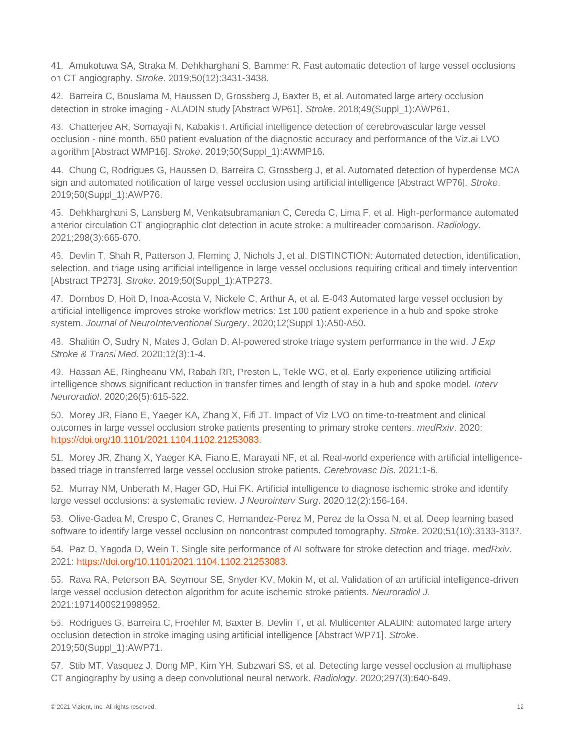41. Amukotuwa SA, Straka M, Dehkharghani S, Bammer R. Fast automatic detection of large vessel occlusions on CT angiography. *Stroke*. 2019;50(12):3431-3438.

42. Barreira C, Bouslama M, Haussen D, Grossberg J, Baxter B, et al. Automated large artery occlusion detection in stroke imaging - ALADIN study [Abstract WP61]. *Stroke*. 2018;49(Suppl_1):AWP61.

43. Chatterjee AR, Somayaji N, Kabakis I. Artificial intelligence detection of cerebrovascular large vessel occlusion - nine month, 650 patient evaluation of the diagnostic accuracy and performance of the Viz.ai LVO algorithm [Abstract WMP16]. *Stroke*. 2019;50(Suppl_1):AWMP16.

44. Chung C, Rodrigues G, Haussen D, Barreira C, Grossberg J, et al. Automated detection of hyperdense MCA sign and automated notification of large vessel occlusion using artificial intelligence [Abstract WP76]. *Stroke*. 2019;50(Suppl_1):AWP76.

45. Dehkharghani S, Lansberg M, Venkatsubramanian C, Cereda C, Lima F, et al. High-performance automated anterior circulation CT angiographic clot detection in acute stroke: a multireader comparison. *Radiology*. 2021;298(3):665-670.

46. Devlin T, Shah R, Patterson J, Fleming J, Nichols J, et al. DISTINCTION: Automated detection, identification, selection, and triage using artificial intelligence in large vessel occlusions requiring critical and timely intervention [Abstract TP273]. *Stroke*. 2019;50(Suppl_1):ATP273.

47. Dornbos D, Hoit D, Inoa-Acosta V, Nickele C, Arthur A, et al. E-043 Automated large vessel occlusion by artificial intelligence improves stroke workflow metrics: 1st 100 patient experience in a hub and spoke stroke system. *Journal of NeuroInterventional Surgery*. 2020;12(Suppl 1):A50-A50.

48. Shalitin O, Sudry N, Mates J, Golan D. AI-powered stroke triage system performance in the wild. *J Exp Stroke & Transl Med*. 2020;12(3):1-4.

49. Hassan AE, Ringheanu VM, Rabah RR, Preston L, Tekle WG, et al. Early experience utilizing artificial intelligence shows significant reduction in transfer times and length of stay in a hub and spoke model. *Interv Neuroradiol*. 2020;26(5):615-622.

50. Morey JR, Fiano E, Yaeger KA, Zhang X, Fifi JT. Impact of Viz LVO on time-to-treatment and clinical outcomes in large vessel occlusion stroke patients presenting to primary stroke centers. *medRxiv*. 2020: https://doi.org/10.1101/2021.1104.1102.21253083.

51. Morey JR, Zhang X, Yaeger KA, Fiano E, Marayati NF, et al. Real-world experience with artificial intelligence-based triage in transferred large vessel occlusion stroke patients. *Cerebrovasc Dis*. 2021:1-6.

52. Murray NM, Unberath M, Hager GD, Hui FK. Artificial intelligence to diagnose ischemic stroke and identify large vessel occlusions: a systematic review. *J Neurointerv Surg*. 2020;12(2):156-164.

53. Olive-Gadea M, Crespo C, Granes C, Hernandez-Perez M, Perez de la Ossa N, et al. Deep learning based software to identify large vessel occlusion on noncontrast computed tomography. *Stroke*. 2020;51(10):3133-3137.

54. Paz D, Yagoda D, Wein T. Single site performance of AI software for stroke detection and triage. *medRxiv*. 2021: https://doi.org/10.1101/2021.1104.1102.21253083.

55. Rava RA, Peterson BA, Seymour SE, Snyder KV, Mokin M, et al. Validation of an artificial intelligence-driven large vessel occlusion detection algorithm for acute ischemic stroke patients. *Neuroradiol J*. 2021:1971400921998952.

56. Rodrigues G, Barreira C, Froehler M, Baxter B, Devlin T, et al. Multicenter ALADIN: automated large artery occlusion detection in stroke imaging using artificial intelligence [Abstract WP71]. *Stroke*. 2019;50(Suppl_1):AWP71.

57. Stib MT, Vasquez J, Dong MP, Kim YH, Subzwari SS, et al. Detecting large vessel occlusion at multiphase CT angiography by using a deep convolutional neural network. *Radiology*. 2020;297(3):640-649.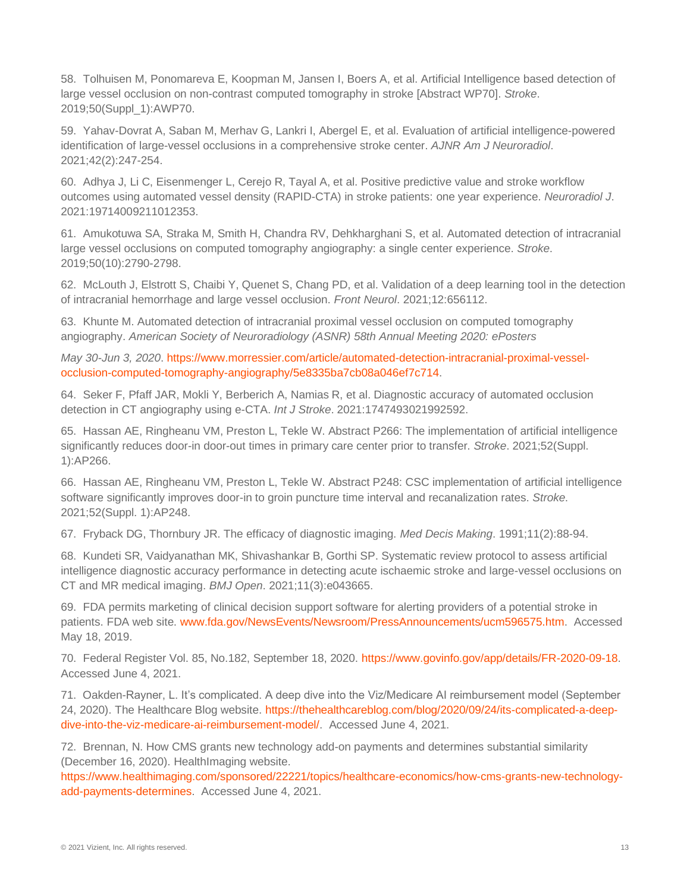58. Tolhuisen M, Ponomareva E, Koopman M, Jansen I, Boers A, et al. Artificial Intelligence based detection of large vessel occlusion on non-contrast computed tomography in stroke [Abstract WP70]. *Stroke*. 2019;50(Suppl_1):AWP70.

59. Yahav-Dovrat A, Saban M, Merhav G, Lankri I, Abergel E, et al. Evaluation of artificial intelligence-powered identification of large-vessel occlusions in a comprehensive stroke center. *AJNR Am J Neuroradiol*. 2021;42(2):247-254.

60. Adhya J, Li C, Eisenmenger L, Cerejo R, Tayal A, et al. Positive predictive value and stroke workflow outcomes using automated vessel density (RAPID-CTA) in stroke patients: one year experience. *Neuroradiol J*. 2021:19714009211012353.

61. Amukotuwa SA, Straka M, Smith H, Chandra RV, Dehkharghani S, et al. Automated detection of intracranial large vessel occlusions on computed tomography angiography: a single center experience. *Stroke*. 2019;50(10):2790-2798.

62. McLouth J, Elstrott S, Chaibi Y, Quenet S, Chang PD, et al. Validation of a deep learning tool in the detection of intracranial hemorrhage and large vessel occlusion. *Front Neurol*. 2021;12:656112.

63. Khunte M. Automated detection of intracranial proximal vessel occlusion on computed tomography angiography. *American Society of Neuroradiology (ASNR) 58th Annual Meeting 2020: ePosters*

*May 30-Jun 3, 2020*. https://www.morressier.com/article/automated-detection-intracranial-proximal-vessel-occlusion-computed-tomography-angiography/5e8335ba7cb08a046ef7c714.

64. Seker F, Pfaff JAR, Mokli Y, Berberich A, Namias R, et al. Diagnostic accuracy of automated occlusion detection in CT angiography using e-CTA. *Int J Stroke*. 2021:1747493021992592.

65. Hassan AE, Ringheanu VM, Preston L, Tekle W. Abstract P266: The implementation of artificial intelligence significantly reduces door-in door-out times in primary care center prior to transfer. *Stroke*. 2021;52(Suppl. 1):AP266.

66. Hassan AE, Ringheanu VM, Preston L, Tekle W. Abstract P248: CSC implementation of artificial intelligence software significantly improves door-in to groin puncture time interval and recanalization rates. *Stroke*. 2021;52(Suppl. 1):AP248.

67. Fryback DG, Thornbury JR. The efficacy of diagnostic imaging. *Med Decis Making*. 1991;11(2):88-94.

68. Kundeti SR, Vaidyanathan MK, Shivashankar B, Gorthi SP. Systematic review protocol to assess artificial intelligence diagnostic accuracy performance in detecting acute ischaemic stroke and large-vessel occlusions on CT and MR medical imaging. *BMJ Open*. 2021;11(3):e043665.

69. FDA permits marketing of clinical decision support software for alerting providers of a potential stroke in patients. FDA web site. www.fda.gov/NewsEvents/Newsroom/PressAnnouncements/ucm596575.htm. Accessed May 18, 2019.

70. Federal Register Vol. 85, No.182, September 18, 2020. https://www.govinfo.gov/app/details/FR-2020-09-18. Accessed June 4, 2021.

71. Oakden-Rayner, L. It's complicated. A deep dive into the Viz/Medicare AI reimbursement model (September 24, 2020). The Healthcare Blog website. https://thehealthcareblog.com/blog/2020/09/24/its-complicated-a-deep-dive-into-the-viz-medicare-ai-reimbursement-model/. Accessed June 4, 2021.

72. Brennan, N. How CMS grants new technology add-on payments and determines substantial similarity (December 16, 2020). HealthImaging website. https://www.healthimaging.com/sponsored/22221/topics/healthcare-economics/how-cms-grants-new-technology-add-payments-determines. Accessed June 4, 2021.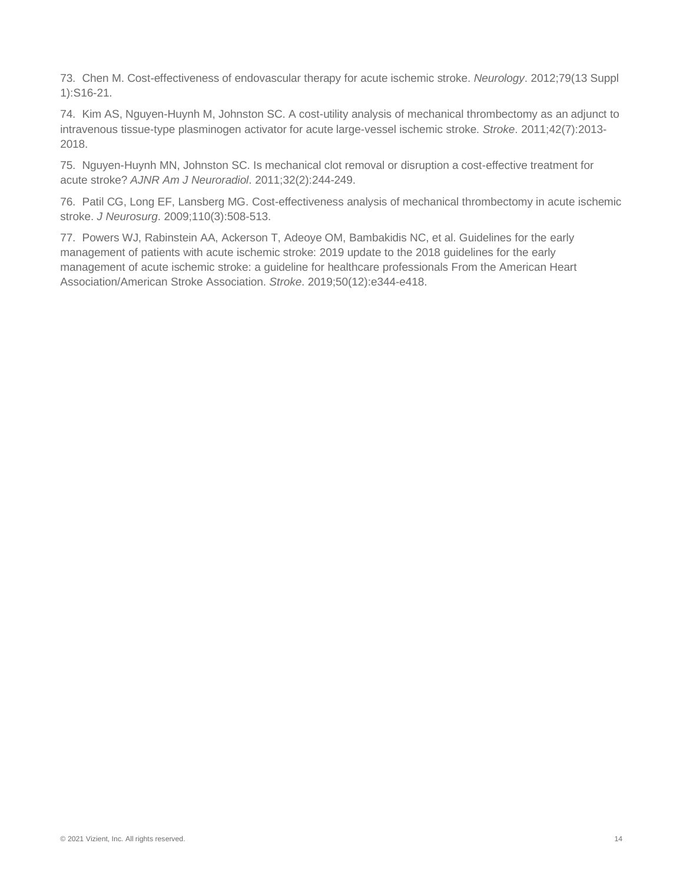73. Chen M. Cost-effectiveness of endovascular therapy for acute ischemic stroke. *Neurology*. 2012;79(13 Suppl 1):S16-21.

74. Kim AS, Nguyen-Huynh M, Johnston SC. A cost-utility analysis of mechanical thrombectomy as an adjunct to intravenous tissue-type plasminogen activator for acute large-vessel ischemic stroke. *Stroke*. 2011;42(7):2013-2018.

75. Nguyen-Huynh MN, Johnston SC. Is mechanical clot removal or disruption a cost-effective treatment for acute stroke? *AJNR Am J Neuroradiol*. 2011;32(2):244-249.

76. Patil CG, Long EF, Lansberg MG. Cost-effectiveness analysis of mechanical thrombectomy in acute ischemic stroke. *J Neurosurg*. 2009;110(3):508-513.

77. Powers WJ, Rabinstein AA, Ackerson T, Adeoye OM, Bambakidis NC, et al. Guidelines for the early management of patients with acute ischemic stroke: 2019 update to the 2018 guidelines for the early management of acute ischemic stroke: a guideline for healthcare professionals From the American Heart Association/American Stroke Association. *Stroke*. 2019;50(12):e344-e418.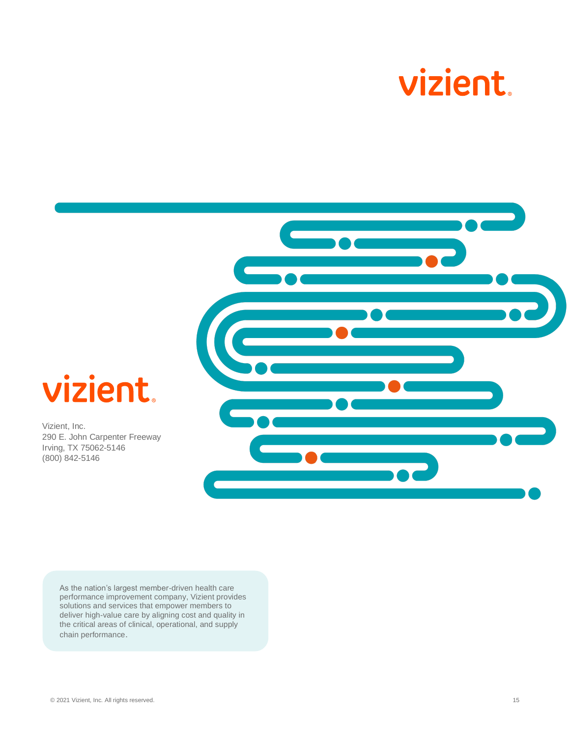vizient

vizient

Vizient, Inc.
290 E. John Carpenter Freeway
Irving, TX 75062-5146
(800) 842-5146

As the nation's largest member-driven health care performance improvement company, Vizient provides solutions and services that empower members to deliver high-value care by aligning cost and quality in the critical areas of clinical, operational, and supply chain performance.

© 2021 Vizient, Inc. All rights reserved.